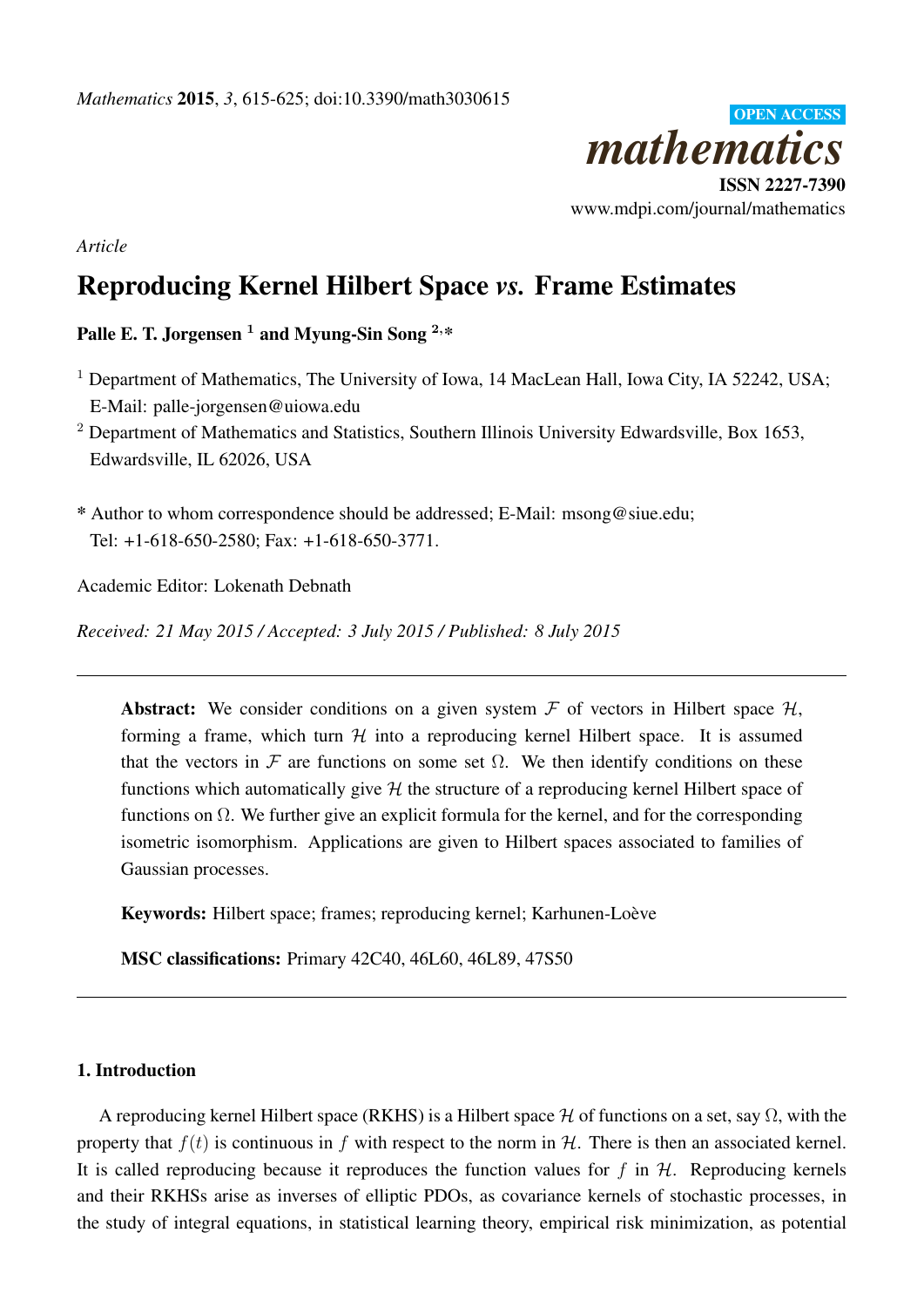*Mathematics* **2015**, *3*, 615-625; doi:10.3390/math3030615

OPEN ACCESS

*mathematics*

**ISSN 2227-7390**

www.mdpi.com/journal/mathematics

*Article*

# Reproducing Kernel Hilbert Space *vs.* Frame Estimates

**Palle E. T. Jorgensen [1] and Myung-Sin Song [2,*]**

[1] Department of Mathematics, The University of Iowa, 14 MacLean Hall, Iowa City, IA 52242, USA; E-Mail: palle-jorgensen@uiowa.edu

[2] Department of Mathematics and Statistics, Southern Illinois University Edwardsville, Box 1653, Edwardsville, IL 62026, USA

\* Author to whom correspondence should be addressed; E-Mail: msong@siue.edu; Tel: +1-618-650-2580; Fax: +1-618-650-3771.

Academic Editor: Lokenath Debnath

*Received: 21 May 2015 / Accepted: 3 July 2015 / Published: 8 July 2015*

---

**Abstract:** We consider conditions on a given system $\mathcal{F}$ of vectors in Hilbert space $\mathcal{H}$, forming a frame, which turn $\mathcal{H}$ into a reproducing kernel Hilbert space. It is assumed that the vectors in $\mathcal{F}$ are functions on some set $\Omega$. We then identify conditions on these functions which automatically give $\mathcal{H}$ the structure of a reproducing kernel Hilbert space of functions on $\Omega$. We further give an explicit formula for the kernel, and for the corresponding isometric isomorphism. Applications are given to Hilbert spaces associated to families of Gaussian processes.

**Keywords:** Hilbert space; frames; reproducing kernel; Karhunen-Loève

**MSC classifications:** Primary 42C40, 46L60, 46L89, 47S50

---

## 1. Introduction

A reproducing kernel Hilbert space (RKHS) is a Hilbert space $\mathcal{H}$ of functions on a set, say $\Omega$, with the property that $f(t)$ is continuous in $f$ with respect to the norm in $\mathcal{H}$. There is then an associated kernel. It is called reproducing because it reproduces the function values for $f$ in $\mathcal{H}$. Reproducing kernels and their RKHSs arise as inverses of elliptic PDOs, as covariance kernels of stochastic processes, in the study of integral equations, in statistical learning theory, empirical risk minimization, as potential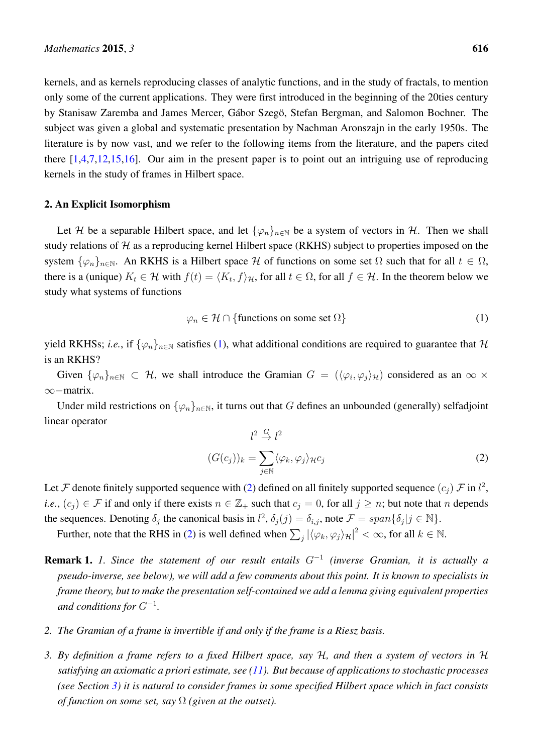kernels, and as kernels reproducing classes of analytic functions, and in the study of fractals, to mention only some of the current applications. They were first introduced in the beginning of the 20ties century by Stanisaw Zaremba and James Mercer, Gábor Szegö, Stefan Bergman, and Salomon Bochner. The subject was given a global and systematic presentation by Nachman Aronszajn in the early 1950s. The literature is by now vast, and we refer to the following items from the literature, and the papers cited there [1,4,7,12,15,16]. Our aim in the present paper is to point out an intriguing use of reproducing kernels in the study of frames in Hilbert space.

## 2. An Explicit Isomorphism

Let $\mathcal{H}$ be a separable Hilbert space, and let $\{\varphi_n\}_{n\in\mathbb{N}}$ be a system of vectors in $\mathcal{H}$. Then we shall study relations of $\mathcal{H}$ as a reproducing kernel Hilbert space (RKHS) subject to properties imposed on the system $\{\varphi_n\}_{n\in\mathbb{N}}$. An RKHS is a Hilbert space $\mathcal{H}$ of functions on some set $\Omega$ such that for all $t \in \Omega$, there is a (unique) $K_t \in \mathcal{H}$ with $f(t) = \langle K_t, f\rangle_{\mathcal{H}}$, for all $t \in \Omega$, for all $f \in \mathcal{H}$. In the theorem below we study what systems of functions

$$\varphi_n \in \mathcal{H} \cap \{\text{functions on some set } \Omega\} \tag{1}$$

yield RKHSs; *i.e.*, if $\{\varphi_n\}_{n\in\mathbb{N}}$ satisfies (1), what additional conditions are required to guarantee that $\mathcal{H}$ is an RKHS?

Given $\{\varphi_n\}_{n\in\mathbb{N}} \subset \mathcal{H}$, we shall introduce the Gramian $G = (\langle\varphi_i, \varphi_j\rangle_{\mathcal{H}})$ considered as an $\infty \times \infty-$matrix.

Under mild restrictions on $\{\varphi_n\}_{n\in\mathbb{N}}$, it turns out that $G$ defines an unbounded (generally) selfadjoint linear operator

$$l^2 \overset{G}{\to} l^2$$
$$(G(c_j))_k = \sum_{j\in\mathbb{N}} \langle\varphi_k, \varphi_j\rangle_{\mathcal{H}} c_j \tag{2}$$

Let $\mathcal{F}$ denote finitely supported sequence with (2) defined on all finitely supported sequence $(c_j)$ $\mathcal{F}$ in $l^2$, *i.e.*, $(c_j) \in \mathcal{F}$ if and only if there exists $n \in \mathbb{Z}_+$ such that $c_j = 0$, for all $j \geq n$; but note that $n$ depends the sequences. Denoting $\delta_j$ the canonical basis in $l^2$, $\delta_j(j) = \delta_{i,j}$, note $\mathcal{F} = span\{\delta_j | j \in \mathbb{N}\}$.

Further, note that the RHS in (2) is well defined when $\sum_j |\langle\varphi_k, \varphi_j\rangle_{\mathcal{H}}|^2 < \infty$, for all $k \in \mathbb{N}$.

**Remark 1.** *1. Since the statement of our result entails $G^{-1}$ (inverse Gramian, it is actually a pseudo-inverse, see below), we will add a few comments about this point. It is known to specialists in frame theory, but to make the presentation self-contained we add a lemma giving equivalent properties and conditions for $G^{-1}$.*

*2. The Gramian of a frame is invertible if and only if the frame is a Riesz basis.*

*3. By definition a frame refers to a fixed Hilbert space, say $\mathcal{H}$, and then a system of vectors in $\mathcal{H}$ satisfying an axiomatic a priori estimate, see (11). But because of applications to stochastic processes (see Section 3) it is natural to consider frames in some specified Hilbert space which in fact consists of function on some set, say $\Omega$ (given at the outset).*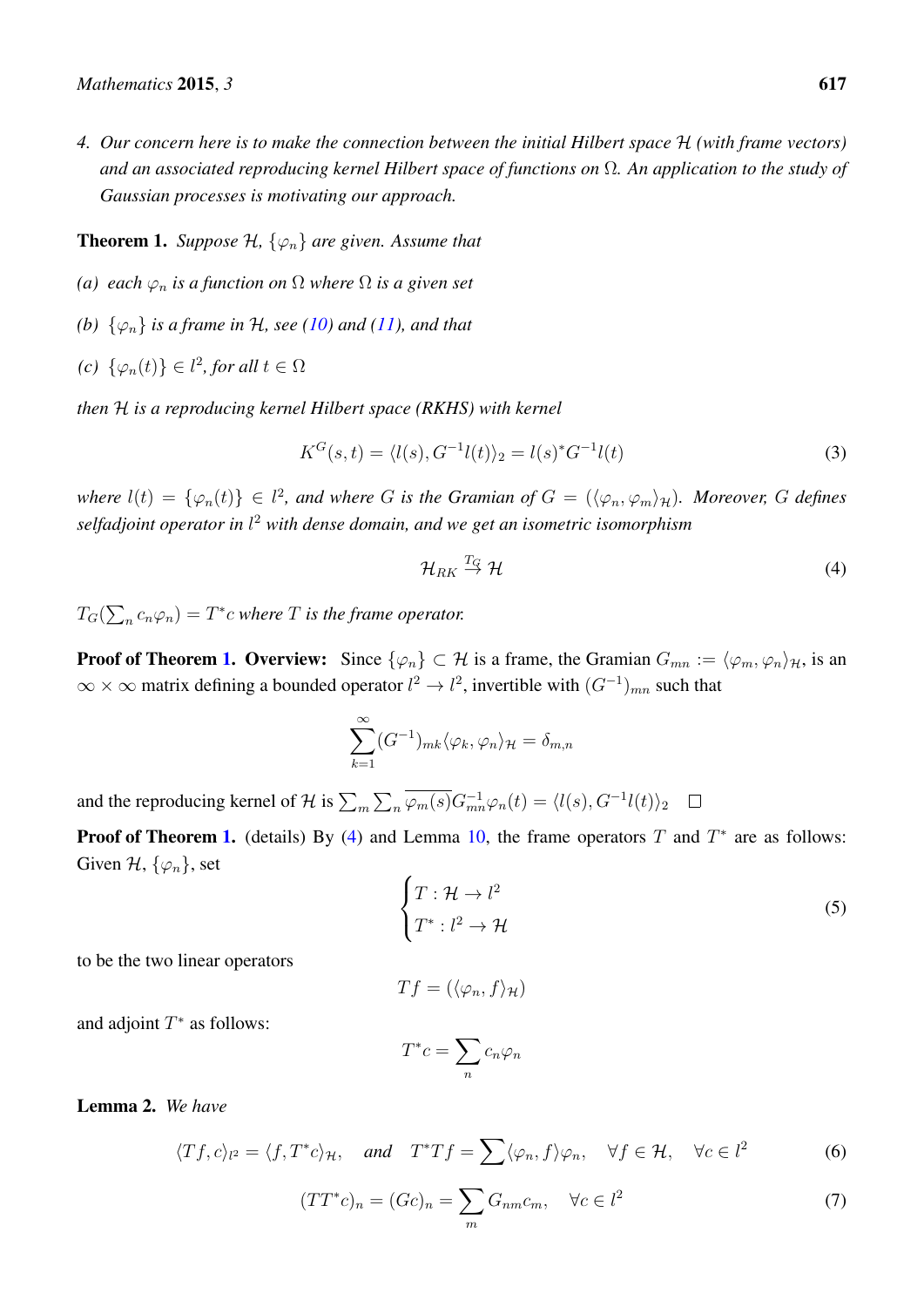4. *Our concern here is to make the connection between the initial Hilbert space $\mathcal{H}$ (with frame vectors) and an associated reproducing kernel Hilbert space of functions on $\Omega$. An application to the study of Gaussian processes is motivating our approach.*

**Theorem 1.** *Suppose $\mathcal{H}$, $\{\varphi_n\}$ are given. Assume that*

*(a) each $\varphi_n$ is a function on $\Omega$ where $\Omega$ is a given set*

*(b) $\{\varphi_n\}$ is a frame in $\mathcal{H}$, see (10) and (11), and that*

*(c) $\{\varphi_n(t)\} \in l^2$, for all $t \in \Omega$*

*then $\mathcal{H}$ is a reproducing kernel Hilbert space (RKHS) with kernel*

$$K^G(s,t) = \langle l(s), G^{-1}l(t)\rangle_2 = l(s)^* G^{-1} l(t) \tag{3}$$

*where $l(t) = \{\varphi_n(t)\} \in l^2$, and where $G$ is the Gramian of $G = (\langle \varphi_n, \varphi_m\rangle_{\mathcal{H}})$. Moreover, $G$ defines selfadjoint operator in $l^2$ with dense domain, and we get an isometric isomorphism*

$$\mathcal{H}_{RK} \overset{T_G}{\to} \mathcal{H} \tag{4}$$

*$T_G(\sum_n c_n \varphi_n) = T^*c$ where $T$ is the frame operator.*

**Proof of Theorem 1. Overview:** Since $\{\varphi_n\} \subset \mathcal{H}$ is a frame, the Gramian $G_{mn} := \langle \varphi_m, \varphi_n\rangle_{\mathcal{H}}$, is an $\infty \times \infty$ matrix defining a bounded operator $l^2 \to l^2$, invertible with $(G^{-1})_{mn}$ such that

$$\sum_{k=1}^{\infty} (G^{-1})_{mk} \langle \varphi_k, \varphi_n\rangle_{\mathcal{H}} = \delta_{m,n}$$

and the reproducing kernel of $\mathcal{H}$ is $\sum_m \sum_n \overline{\varphi_m(s)} G^{-1}_{mn} \varphi_n(t) = \langle l(s), G^{-1} l(t)\rangle_2$ □

**Proof of Theorem 1.** (details) By (4) and Lemma 10, the frame operators $T$ and $T^*$ are as follows: Given $\mathcal{H}$, $\{\varphi_n\}$, set

$$\begin{cases} T : \mathcal{H} \to l^2 \\ T^* : l^2 \to \mathcal{H} \end{cases} \tag{5}$$

to be the two linear operators

$$Tf = (\langle \varphi_n, f\rangle_{\mathcal{H}})$$

and adjoint $T^*$ as follows:

$$T^* c = \sum_n c_n \varphi_n$$

**Lemma 2.** *We have*

$$\langle Tf, c\rangle_{l^2} = \langle f, T^* c\rangle_{\mathcal{H}}, \quad \textit{and} \quad T^*Tf = \sum \langle \varphi_n, f\rangle \varphi_n, \quad \forall f \in \mathcal{H}, \quad \forall c \in l^2 \tag{6}$$

$$(TT^*c)_n = (Gc)_n = \sum_m G_{nm} c_m, \quad \forall c \in l^2 \tag{7}$$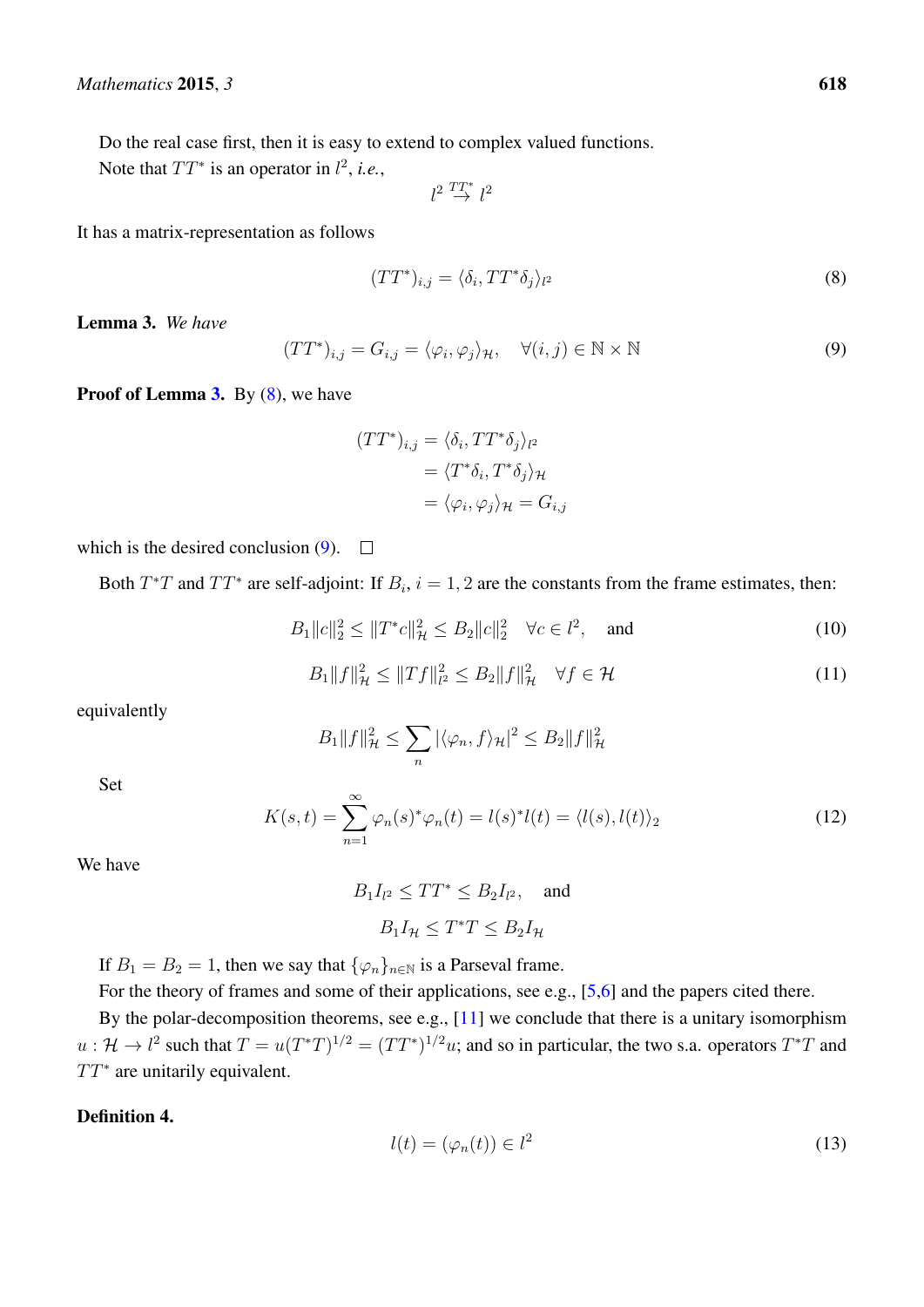Do the real case first, then it is easy to extend to complex valued functions.

Note that $TT^*$ is an operator in $l^2$, *i.e.*,

$$l^2 \overset{TT^*}{\to} l^2$$

It has a matrix-representation as follows

$$(TT^*)_{i,j} = \langle \delta_i, TT^*\delta_j \rangle_{l^2} \tag{8}$$

**Lemma 3.** *We have*

$$(TT^*)_{i,j} = G_{i,j} = \langle \varphi_i, \varphi_j \rangle_{\mathcal{H}}, \quad \forall (i,j) \in \mathbb{N} \times \mathbb{N} \tag{9}$$

**Proof of Lemma 3.** By (8), we have

$$\begin{aligned}
(TT^*)_{i,j} &= \langle \delta_i, TT^*\delta_j \rangle_{l^2} \\
&= \langle T^*\delta_i, T^*\delta_j \rangle_{\mathcal{H}} \\
&= \langle \varphi_i, \varphi_j \rangle_{\mathcal{H}} = G_{i,j}
\end{aligned}$$

which is the desired conclusion (9). $\square$

Both $T^*T$ and $TT^*$ are self-adjoint: If $B_i$, $i = 1, 2$ are the constants from the frame estimates, then:

$$B_1 \|c\|_2^2 \leq \|T^*c\|_{\mathcal{H}}^2 \leq B_2 \|c\|_2^2 \quad \forall c \in l^2, \quad \text{and} \tag{10}$$

$$B_1 \|f\|_{\mathcal{H}}^2 \leq \|Tf\|_{l^2}^2 \leq B_2 \|f\|_{\mathcal{H}}^2 \quad \forall f \in \mathcal{H} \tag{11}$$

equivalently

$$B_1 \|f\|_{\mathcal{H}}^2 \leq \sum_n |\langle \varphi_n, f \rangle_{\mathcal{H}}|^2 \leq B_2 \|f\|_{\mathcal{H}}^2$$

Set

$$K(s,t) = \sum_{n=1}^{\infty} \varphi_n(s)^* \varphi_n(t) = l(s)^* l(t) = \langle l(s), l(t) \rangle_2 \tag{12}$$

We have

$$B_1 I_{l^2} \leq TT^* \leq B_2 I_{l^2}, \quad \text{and}$$

$$B_1 I_{\mathcal{H}} \leq T^*T \leq B_2 I_{\mathcal{H}}$$

If $B_1 = B_2 = 1$, then we say that $\{\varphi_n\}_{n \in \mathbb{N}}$ is a Parseval frame.

For the theory of frames and some of their applications, see e.g., [5,6] and the papers cited there.

By the polar-decomposition theorems, see e.g., [11] we conclude that there is a unitary isomorphism $u : \mathcal{H} \to l^2$ such that $T = u(T^*T)^{1/2} = (TT^*)^{1/2}u$; and so in particular, the two s.a. operators $T^*T$ and $TT^*$ are unitarily equivalent.

**Definition 4.**

$$l(t) = (\varphi_n(t)) \in l^2 \tag{13}$$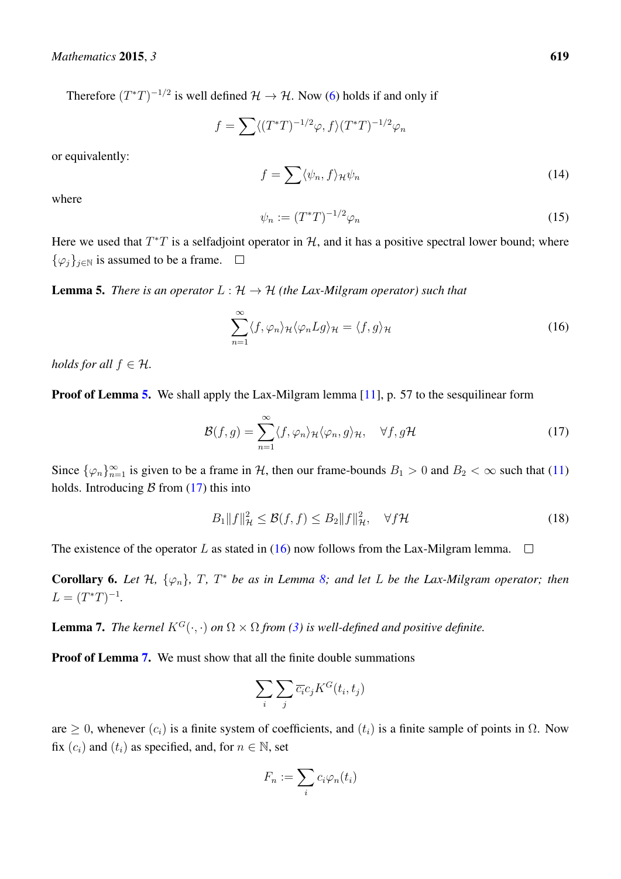Therefore $(T^*T)^{-1/2}$ is well defined $\mathcal{H} \to \mathcal{H}$. Now (6) holds if and only if

$$f = \sum \langle (T^*T)^{-1/2}\varphi, f \rangle (T^*T)^{-1/2}\varphi_n$$

or equivalently:

$$f = \sum \langle \psi_n, f \rangle_{\mathcal{H}} \psi_n \tag{14}$$

where

$$\psi_n := (T^*T)^{-1/2}\varphi_n \tag{15}$$

Here we used that $T^*T$ is a selfadjoint operator in $\mathcal{H}$, and it has a positive spectral lower bound; where $\{\varphi_j\}_{j\in\mathbb{N}}$ is assumed to be a frame. □

**Lemma 5.** *There is an operator $L : \mathcal{H} \to \mathcal{H}$ (the Lax-Milgram operator) such that*

$$\sum_{n=1}^{\infty} \langle f, \varphi_n \rangle_{\mathcal{H}} \langle \varphi_n L g \rangle_{\mathcal{H}} = \langle f, g \rangle_{\mathcal{H}} \tag{16}$$

*holds for all $f \in \mathcal{H}$.*

**Proof of Lemma 5.** We shall apply the Lax-Milgram lemma [11], p. 57 to the sesquilinear form

$$\mathcal{B}(f, g) = \sum_{n=1}^{\infty} \langle f, \varphi_n \rangle_{\mathcal{H}} \langle \varphi_n, g \rangle_{\mathcal{H}}, \quad \forall f, g\mathcal{H} \tag{17}$$

Since $\{\varphi_n\}_{n=1}^{\infty}$ is given to be a frame in $\mathcal{H}$, then our frame-bounds $B_1 > 0$ and $B_2 < \infty$ such that (11) holds. Introducing $\mathcal{B}$ from (17) this into

$$B_1 \|f\|_{\mathcal{H}}^2 \leq \mathcal{B}(f, f) \leq B_2 \|f\|_{\mathcal{H}}^2, \quad \forall f\mathcal{H} \tag{18}$$

The existence of the operator $L$ as stated in (16) now follows from the Lax-Milgram lemma. □

**Corollary 6.** *Let $\mathcal{H}$, $\{\varphi_n\}$, $T$, $T^*$ be as in Lemma 8; and let $L$ be the Lax-Milgram operator; then $L = (T^*T)^{-1}$.*

**Lemma 7.** *The kernel $K^G(\cdot, \cdot)$ on $\Omega \times \Omega$ from (3) is well-defined and positive definite.*

**Proof of Lemma 7.** We must show that all the finite double summations

$$\sum_i \sum_j \overline{c_i} c_j K^G(t_i, t_j)$$

are $\geq 0$, whenever $(c_i)$ is a finite system of coefficients, and $(t_i)$ is a finite sample of points in $\Omega$. Now fix $(c_i)$ and $(t_i)$ as specified, and, for $n \in \mathbb{N}$, set

$$F_n := \sum_i c_i \varphi_n(t_i)$$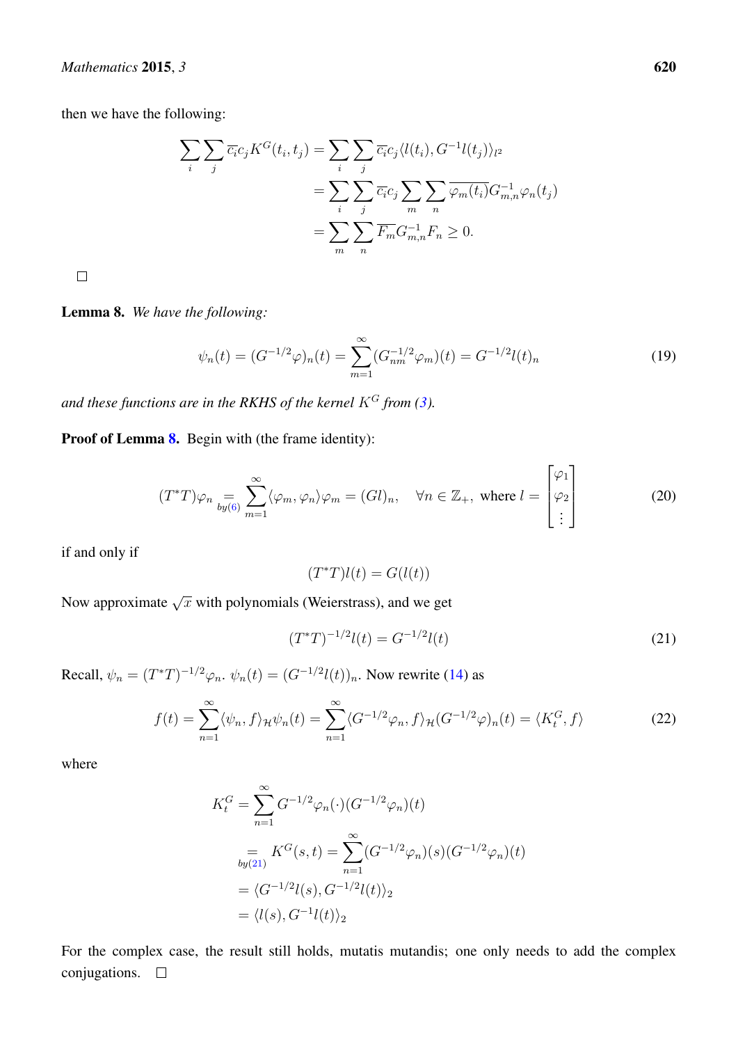then we have the following:

$$\begin{aligned}
\sum_i \sum_j \overline{c_i} c_j K^G(t_i, t_j) &= \sum_i \sum_j \overline{c_i} c_j \langle l(t_i), G^{-1} l(t_j) \rangle_{l^2} \\
&= \sum_i \sum_j \overline{c_i} c_j \sum_m \sum_n \overline{\varphi_m(t_i)} G^{-1}_{m,n} \varphi_n(t_j) \\
&= \sum_m \sum_n \overline{F_m} G^{-1}_{m,n} F_n \geq 0.
\end{aligned}$$

□

**Lemma 8.** *We have the following:*

$$\psi_n(t) = (G^{-1/2}\varphi)_n(t) = \sum_{m=1}^{\infty} (G^{-1/2}_{nm} \varphi_m)(t) = G^{-1/2} l(t)_n \tag{19}$$

*and these functions are in the RKHS of the kernel $K^G$ from (3).*

**Proof of Lemma 8.** Begin with (the frame identity):

$$(T^*T)\varphi_n \underset{by (6)}{=} \sum_{m=1}^{\infty} \langle \varphi_m, \varphi_n \rangle \varphi_m = (Gl)_n, \quad \forall n \in \mathbb{Z}_+, \text{ where } l = \begin{bmatrix} \varphi_1 \\ \varphi_2 \\ \vdots \end{bmatrix} \tag{20}$$

if and only if

$$(T^*T) l(t) = G(l(t))$$

Now approximate $\sqrt{x}$ with polynomials (Weierstrass), and we get

$$(T^*T)^{-1/2} l(t) = G^{-1/2} l(t) \tag{21}$$

Recall, $\psi_n = (T^*T)^{-1/2}\varphi_n$. $\psi_n(t) = (G^{-1/2} l(t))_n$. Now rewrite (14) as

$$f(t) = \sum_{n=1}^{\infty} \langle \psi_n, f \rangle_{\mathcal{H}} \psi_n(t) = \sum_{n=1}^{\infty} \langle G^{-1/2}\varphi_n, f \rangle_{\mathcal{H}} (G^{-1/2}\varphi)_n(t) = \langle K_t^G, f \rangle \tag{22}$$

where

$$\begin{aligned}
K_t^G &= \sum_{n=1}^{\infty} G^{-1/2}\varphi_n(\cdot)(G^{-1/2}\varphi_n)(t) \\
&\underset{by (21)}{=} K^G(s,t) = \sum_{n=1}^{\infty} (G^{-1/2}\varphi_n)(s)(G^{-1/2}\varphi_n)(t) \\
&= \langle G^{-1/2} l(s), G^{-1/2} l(t) \rangle_2 \\
&= \langle l(s), G^{-1} l(t) \rangle_2
\end{aligned}$$

For the complex case, the result still holds, mutatis mutandis; one only needs to add the complex conjugations. □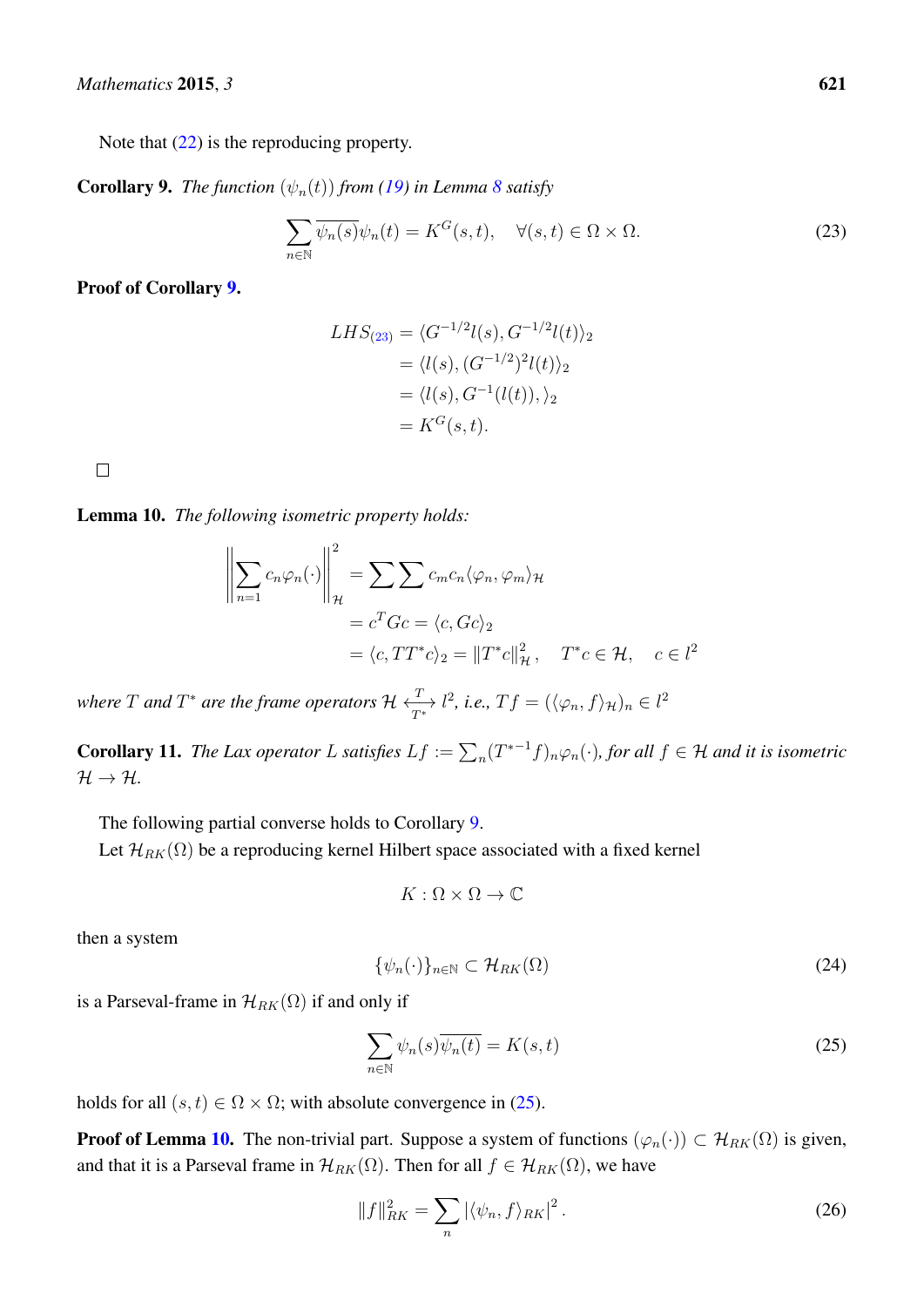Note that (22) is the reproducing property.

**Corollary 9.** *The function $(\psi_n(t))$ from (19) in Lemma 8 satisfy*

$$\sum_{n\in\mathbb{N}} \overline{\psi_n(s)}\psi_n(t) = K^G(s,t), \quad \forall (s,t) \in \Omega \times \Omega. \tag{23}$$

**Proof of Corollary 9.**

$$\begin{aligned}
LHS_{(23)} &= \langle G^{-1/2}l(s), G^{-1/2}l(t)\rangle_2 \\
&= \langle l(s), (G^{-1/2})^2 l(t)\rangle_2 \\
&= \langle l(s), G^{-1}(l(t)), \rangle_2 \\
&= K^G(s,t).
\end{aligned}$$

□

**Lemma 10.** *The following isometric property holds:*

$$\begin{aligned}
\left\| \sum_{n=1} c_n \varphi_n(\cdot) \right\|_{\mathcal{H}}^2 &= \sum\sum c_m c_n \langle \varphi_n, \varphi_m\rangle_{\mathcal{H}} \\
&= c^T G c = \langle c, Gc\rangle_2 \\
&= \langle c, TT^* c\rangle_2 = \|T^* c\|_{\mathcal{H}}^2, \quad T^*c \in \mathcal{H}, \quad c \in l^2
\end{aligned}$$

*where $T$ and $T^*$ are the frame operators $\mathcal{H} \underset{T^*}{\overset{T}{\longleftrightarrow}} l^2$, i.e., $Tf = (\langle \varphi_n, f\rangle_{\mathcal{H}})_n \in l^2$*

**Corollary 11.** *The Lax operator $L$ satisfies $Lf := \sum_n (T^{*-1}f)_n \varphi_n(\cdot)$, for all $f \in \mathcal{H}$ and it is isometric $\mathcal{H} \to \mathcal{H}$.*

The following partial converse holds to Corollary 9.

Let $\mathcal{H}_{RK}(\Omega)$ be a reproducing kernel Hilbert space associated with a fixed kernel

$$K : \Omega \times \Omega \to \mathbb{C}$$

then a system

$$\{\psi_n(\cdot)\}_{n\in\mathbb{N}} \subset \mathcal{H}_{RK}(\Omega) \tag{24}$$

is a Parseval-frame in $\mathcal{H}_{RK}(\Omega)$ if and only if

$$\sum_{n\in\mathbb{N}} \psi_n(s)\overline{\psi_n(t)} = K(s,t) \tag{25}$$

holds for all $(s,t) \in \Omega \times \Omega$; with absolute convergence in (25).

**Proof of Lemma 10.** The non-trivial part. Suppose a system of functions $(\varphi_n(\cdot)) \subset \mathcal{H}_{RK}(\Omega)$ is given, and that it is a Parseval frame in $\mathcal{H}_{RK}(\Omega)$. Then for all $f \in \mathcal{H}_{RK}(\Omega)$, we have

$$\|f\|_{RK}^2 = \sum_n |\langle \psi_n, f\rangle_{RK}|^2. \tag{26}$$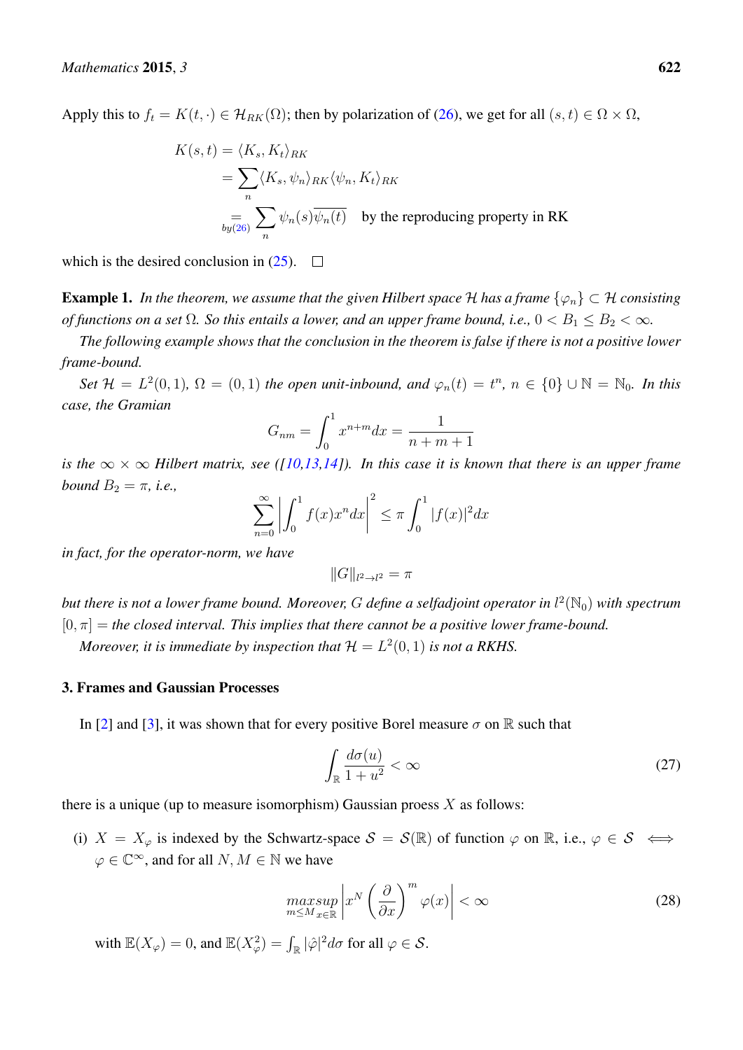Apply this to $f_t = K(t, \cdot) \in \mathcal{H}_{RK}(\Omega)$; then by polarization of (26), we get for all $(s,t) \in \Omega \times \Omega$,

$$
\begin{aligned}
K(s,t) &= \langle K_s, K_t \rangle_{RK} \\
&= \sum_n \langle K_s, \psi_n \rangle_{RK} \langle \psi_n, K_t \rangle_{RK} \\
&\underset{by (26)}{=} \sum_n \psi_n(s) \overline{\psi_n(t)} \quad \text{by the reproducing property in RK}
\end{aligned}
$$

which is the desired conclusion in (25). □

**Example 1.** *In the theorem, we assume that the given Hilbert space $\mathcal{H}$ has a frame $\{\varphi_n\} \subset \mathcal{H}$ consisting of functions on a set $\Omega$. So this entails a lower, and an upper frame bound, i.e., $0 < B_1 \leq B_2 < \infty$.*

*The following example shows that the conclusion in the theorem is false if there is not a positive lower frame-bound.*

*Set $\mathcal{H} = L^2(0,1)$, $\Omega = (0,1)$ the open unit-inbound, and $\varphi_n(t) = t^n$, $n \in \{0\} \cup \mathbb{N} = \mathbb{N}_0$. In this case, the Gramian*

$$G_{nm} = \int_0^1 x^{n+m} dx = \frac{1}{n+m+1}$$

*is the $\infty \times \infty$ Hilbert matrix, see ([10,13,14]). In this case it is known that there is an upper frame bound $B_2 = \pi$, i.e.,*

$$\sum_{n=0}^{\infty} \left| \int_0^1 f(x) x^n dx \right|^2 \leq \pi \int_0^1 |f(x)|^2 dx$$

*in fact, for the operator-norm, we have*

$$\|G\|_{l^2 \to l^2} = \pi$$

*but there is not a lower frame bound. Moreover, $G$ define a selfadjoint operator in $l^2(\mathbb{N}_0)$ with spectrum $[0, \pi]$ = the closed interval. This implies that there cannot be a positive lower frame-bound.*

*Moreover, it is immediate by inspection that $\mathcal{H} = L^2(0,1)$ is not a RKHS.*

## 3. Frames and Gaussian Processes

In [2] and [3], it was shown that for every positive Borel measure $\sigma$ on $\mathbb{R}$ such that

$$\int_{\mathbb{R}} \frac{d\sigma(u)}{1 + u^2} < \infty \tag{27}$$

there is a unique (up to measure isomorphism) Gaussian proess $X$ as follows:

(i) $X = X_\varphi$ is indexed by the Schwartz-space $\mathcal{S} = \mathcal{S}(\mathbb{R})$ of function $\varphi$ on $\mathbb{R}$, i.e., $\varphi \in \mathcal{S} \iff \varphi \in \mathbb{C}^\infty$, and for all $N, M \in \mathbb{N}$ we have

$$\underset{m \leq M}{max} \underset{x \in \mathbb{R}}{sup} \left| x^N \left( \frac{\partial}{\partial x} \right)^m \varphi(x) \right| < \infty \tag{28}$$

with $\mathbb{E}(X_\varphi) = 0$, and $\mathbb{E}(X_\varphi^2) = \int_{\mathbb{R}} |\hat{\varphi}|^2 d\sigma$ for all $\varphi \in \mathcal{S}$.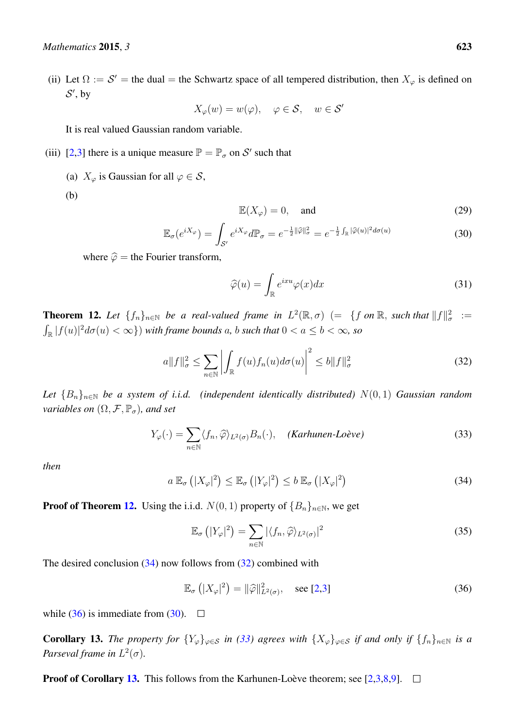(ii) Let $\Omega := \mathcal{S}'$ = the dual = the Schwartz space of all tempered distribution, then $X_\varphi$ is defined on $\mathcal{S}'$, by

$$X_\varphi(w) = w(\varphi), \quad \varphi \in \mathcal{S}, \quad w \in \mathcal{S}'$$

It is real valued Gaussian random variable.

(iii) [2,3] there is a unique measure $\mathbb{P} = \mathbb{P}_\sigma$ on $\mathcal{S}'$ such that

(a) $X_\varphi$ is Gaussian for all $\varphi \in \mathcal{S}$,

(b)

$$\mathbb{E}(X_\varphi) = 0, \quad \text{and} \tag{29}$$

$$\mathbb{E}_\sigma(e^{iX_\varphi}) = \int_{\mathcal{S}'} e^{iX_\varphi} d\mathbb{P}_\sigma = e^{-\frac{1}{2}\|\widehat{\varphi}\|_\sigma^2} = e^{-\frac{1}{2}\int_\mathbb{R} |\widehat{\varphi}(u)|^2 d\sigma(u)} \tag{30}$$

where $\widehat{\varphi}$ = the Fourier transform,

$$\widehat{\varphi}(u) = \int_\mathbb{R} e^{ixu}\varphi(x)dx \tag{31}$$

**Theorem 12.** *Let $\{f_n\}_{n\in\mathbb{N}}$ be a real-valued frame in $L^2(\mathbb{R}, \sigma)$ ($= \{f$ on $\mathbb{R}$, such that $\|f\|_\sigma^2 := \int_\mathbb{R} |f(u)|^2 d\sigma(u) < \infty\}$) with frame bounds $a, b$ such that $0 < a \leq b < \infty$, so*

$$a\|f\|_\sigma^2 \leq \sum_{n\in\mathbb{N}} \left| \int_\mathbb{R} f(u) f_n(u) d\sigma(u) \right|^2 \leq b\|f\|_\sigma^2 \tag{32}$$

*Let $\{B_n\}_{n\in\mathbb{N}}$ be a system of i.i.d. (independent identically distributed) $N(0,1)$ Gaussian random variables on $(\Omega, \mathcal{F}, \mathbb{P}_\sigma)$, and set*

$$Y_\varphi(\cdot) = \sum_{n\in\mathbb{N}} \langle f_n, \widehat{\varphi} \rangle_{L^2(\sigma)} B_n(\cdot), \quad \textit{(Karhunen-Loève)} \tag{33}$$

*then*

$$a\, \mathbb{E}_\sigma\left(|X_\varphi|^2\right) \leq \mathbb{E}_\sigma\left(|Y_\varphi|^2\right) \leq b\, \mathbb{E}_\sigma\left(|X_\varphi|^2\right) \tag{34}$$

**Proof of Theorem 12.** Using the i.i.d. $N(0,1)$ property of $\{B_n\}_{n\in\mathbb{N}}$, we get

$$\mathbb{E}_\sigma\left(|Y_\varphi|^2\right) = \sum_{n\in\mathbb{N}} |\langle f_n, \widehat{\varphi} \rangle_{L^2(\sigma)}|^2 \tag{35}$$

The desired conclusion (34) now follows from (32) combined with

$$\mathbb{E}_\sigma\left(|X_\varphi|^2\right) = \|\widehat{\varphi}\|_{L^2(\sigma)}^2, \quad \text{see [2,3]} \tag{36}$$

while (36) is immediate from (30). □

**Corollary 13.** *The property for $\{Y_\varphi\}_{\varphi\in\mathcal{S}}$ in (33) agrees with $\{X_\varphi\}_{\varphi\in\mathcal{S}}$ if and only if $\{f_n\}_{n\in\mathbb{N}}$ is a Parseval frame in $L^2(\sigma)$.*

**Proof of Corollary 13.** This follows from the Karhunen-Loève theorem; see [2,3,8,9]. □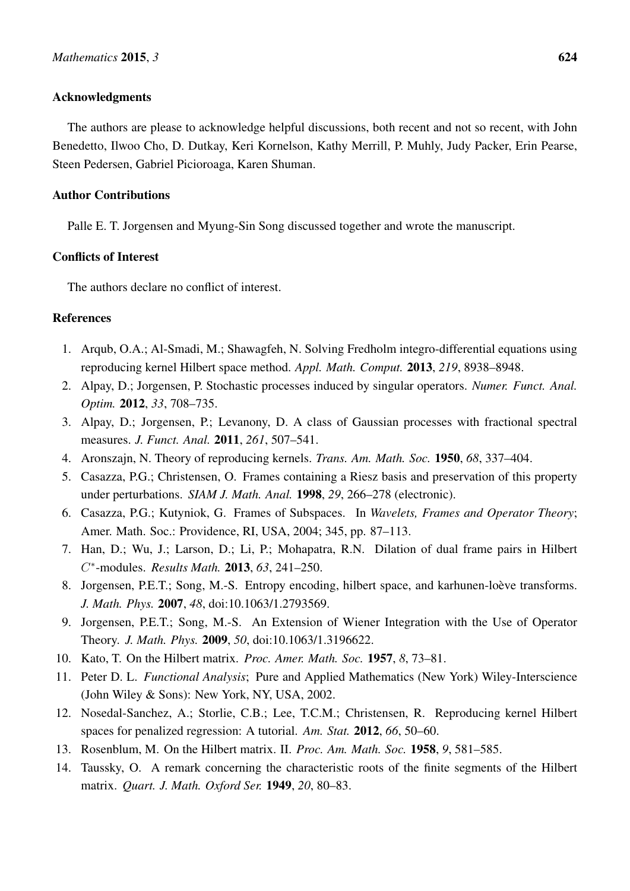## Acknowledgments

The authors are please to acknowledge helpful discussions, both recent and not so recent, with John Benedetto, Ilwoo Cho, D. Dutkay, Keri Kornelson, Kathy Merrill, P. Muhly, Judy Packer, Erin Pearse, Steen Pedersen, Gabriel Picioroaga, Karen Shuman.

## Author Contributions

Palle E. T. Jorgensen and Myung-Sin Song discussed together and wrote the manuscript.

## Conflicts of Interest

The authors declare no conflict of interest.

## References

1. Arqub, O.A.; Al-Smadi, M.; Shawagfeh, N. Solving Fredholm integro-differential equations using reproducing kernel Hilbert space method. *Appl. Math. Comput.* **2013**, *219*, 8938–8948.
2. Alpay, D.; Jorgensen, P. Stochastic processes induced by singular operators. *Numer. Funct. Anal. Optim.* **2012**, *33*, 708–735.
3. Alpay, D.; Jorgensen, P.; Levanony, D. A class of Gaussian processes with fractional spectral measures. *J. Funct. Anal.* **2011**, *261*, 507–541.
4. Aronszajn, N. Theory of reproducing kernels. *Trans. Am. Math. Soc.* **1950**, *68*, 337–404.
5. Casazza, P.G.; Christensen, O. Frames containing a Riesz basis and preservation of this property under perturbations. *SIAM J. Math. Anal.* **1998**, *29*, 266–278 (electronic).
6. Casazza, P.G.; Kutyniok, G. Frames of Subspaces. In *Wavelets, Frames and Operator Theory*; Amer. Math. Soc.: Providence, RI, USA, 2004; 345, pp. 87–113.
7. Han, D.; Wu, J.; Larson, D.; Li, P.; Mohapatra, R.N. Dilation of dual frame pairs in Hilbert $C^*$-modules. *Results Math.* **2013**, *63*, 241–250.
8. Jorgensen, P.E.T.; Song, M.-S. Entropy encoding, hilbert space, and karhunen-loève transforms. *J. Math. Phys.* **2007**, *48*, doi:10.1063/1.2793569.
9. Jorgensen, P.E.T.; Song, M.-S. An Extension of Wiener Integration with the Use of Operator Theory. *J. Math. Phys.* **2009**, *50*, doi:10.1063/1.3196622.
10. Kato, T. On the Hilbert matrix. *Proc. Amer. Math. Soc.* **1957**, *8*, 73–81.
11. Peter D. L. *Functional Analysis*; Pure and Applied Mathematics (New York) Wiley-Interscience (John Wiley & Sons): New York, NY, USA, 2002.
12. Nosedal-Sanchez, A.; Storlie, C.B.; Lee, T.C.M.; Christensen, R. Reproducing kernel Hilbert spaces for penalized regression: A tutorial. *Am. Stat.* **2012**, *66*, 50–60.
13. Rosenblum, M. On the Hilbert matrix. II. *Proc. Am. Math. Soc.* **1958**, *9*, 581–585.
14. Taussky, O. A remark concerning the characteristic roots of the finite segments of the Hilbert matrix. *Quart. J. Math. Oxford Ser.* **1949**, *20*, 80–83.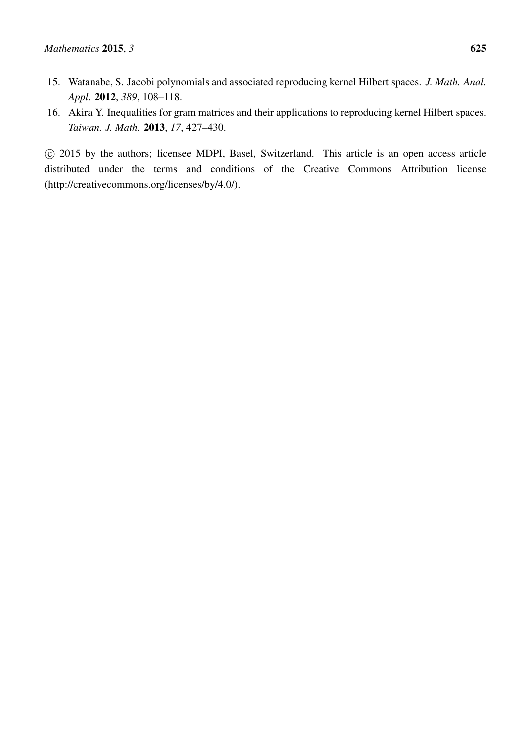15. Watanabe, S. Jacobi polynomials and associated reproducing kernel Hilbert spaces. *J. Math. Anal. Appl.* **2012**, *389*, 108–118.
16. Akira Y. Inequalities for gram matrices and their applications to reproducing kernel Hilbert spaces. *Taiwan. J. Math.* **2013**, *17*, 427–430.

© 2015 by the authors; licensee MDPI, Basel, Switzerland. This article is an open access article distributed under the terms and conditions of the Creative Commons Attribution license (http://creativecommons.org/licenses/by/4.0/).